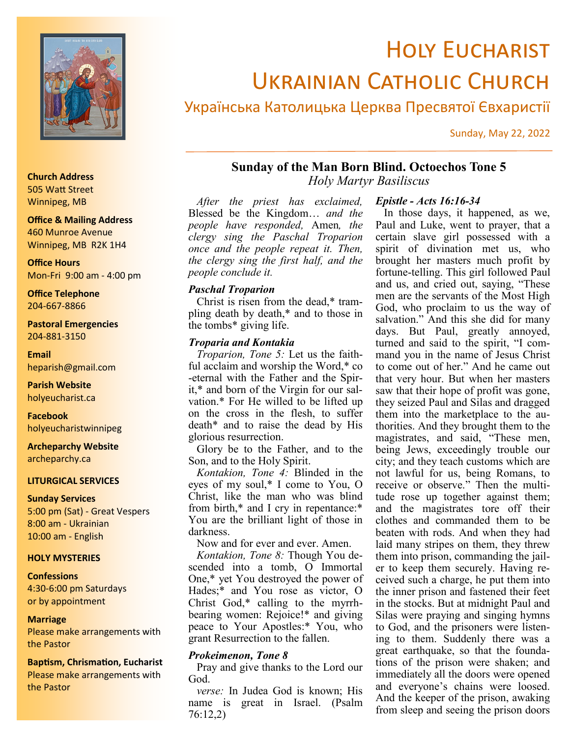# Holy Eucharist Ukrainian Catholic Church

## Українська Католицька Церква Пресвятої Євхаристії

Sunday, May 22, 2022

**Church Address**
505 Watt Street
Winnipeg, MB

**Office & Mailing Address**
460 Munroe Avenue
Winnipeg, MB R2K 1H4

**Office Hours**
Mon-Fri 9:00 am - 4:00 pm

**Office Telephone**
204-667-8866

**Pastoral Emergencies**
204-881-3150

**Email**
heparish@gmail.com

**Parish Website**
holyeucharist.ca

**Facebook**
holyeucharistwinnipeg

**Archeparchy Website**
archeparchy.ca

**LITURGICAL SERVICES**

**Sunday Services**
5:00 pm (Sat) - Great Vespers
8:00 am - Ukrainian
10:00 am - English

**HOLY MYSTERIES**

**Confessions**
4:30-6:00 pm Saturdays
or by appointment

**Marriage**
Please make arrangements with the Pastor

**Baptism, Chrismation, Eucharist**
Please make arrangements with the Pastor

## Sunday of the Man Born Blind. Octoechos Tone 5

*Holy Martyr Basiliscus*

*After the priest has exclaimed,* Blessed be the Kingdom… *and the people have responded,* Amen*, the clergy sing the Paschal Troparion once and the people repeat it. Then, the clergy sing the first half, and the people conclude it.*

***Paschal Troparion***

Christ is risen from the dead,* trampling death by death,* and to those in the tombs* giving life.

***Troparia and Kontakia***

*Troparion, Tone 5:* Let us the faithful acclaim and worship the Word,* co-eternal with the Father and the Spirit,* and born of the Virgin for our salvation.* For He willed to be lifted up on the cross in the flesh, to suffer death* and to raise the dead by His glorious resurrection.

Glory be to the Father, and to the Son, and to the Holy Spirit.

*Kontakion, Tone 4:* Blinded in the eyes of my soul,* I come to You, O Christ, like the man who was blind from birth,* and I cry in repentance:* You are the brilliant light of those in darkness.

Now and for ever and ever. Amen.

*Kontakion, Tone 8:* Though You descended into a tomb, O Immortal One,* yet You destroyed the power of Hades;* and You rose as victor, O Christ God,* calling to the myrrh-bearing women: Rejoice!* and giving peace to Your Apostles:* You, who grant Resurrection to the fallen.

***Prokeimenon, Tone 8***

Pray and give thanks to the Lord our God.

*verse:* In Judea God is known; His name is great in Israel. (Psalm 76:12,2)

***Epistle - Acts 16:16-34***

In those days, it happened, as we, Paul and Luke, went to prayer, that a certain slave girl possessed with a spirit of divination met us, who brought her masters much profit by fortune-telling. This girl followed Paul and us, and cried out, saying, "These men are the servants of the Most High God, who proclaim to us the way of salvation." And this she did for many days. But Paul, greatly annoyed, turned and said to the spirit, "I command you in the name of Jesus Christ to come out of her." And he came out that very hour. But when her masters saw that their hope of profit was gone, they seized Paul and Silas and dragged them into the marketplace to the authorities. And they brought them to the magistrates, and said, "These men, being Jews, exceedingly trouble our city; and they teach customs which are not lawful for us, being Romans, to receive or observe." Then the multitude rose up together against them; and the magistrates tore off their clothes and commanded them to be beaten with rods. And when they had laid many stripes on them, they threw them into prison, commanding the jailer to keep them securely. Having received such a charge, he put them into the inner prison and fastened their feet in the stocks. But at midnight Paul and Silas were praying and singing hymns to God, and the prisoners were listening to them. Suddenly there was a great earthquake, so that the foundations of the prison were shaken; and immediately all the doors were opened and everyone's chains were loosed. And the keeper of the prison, awaking from sleep and seeing the prison doors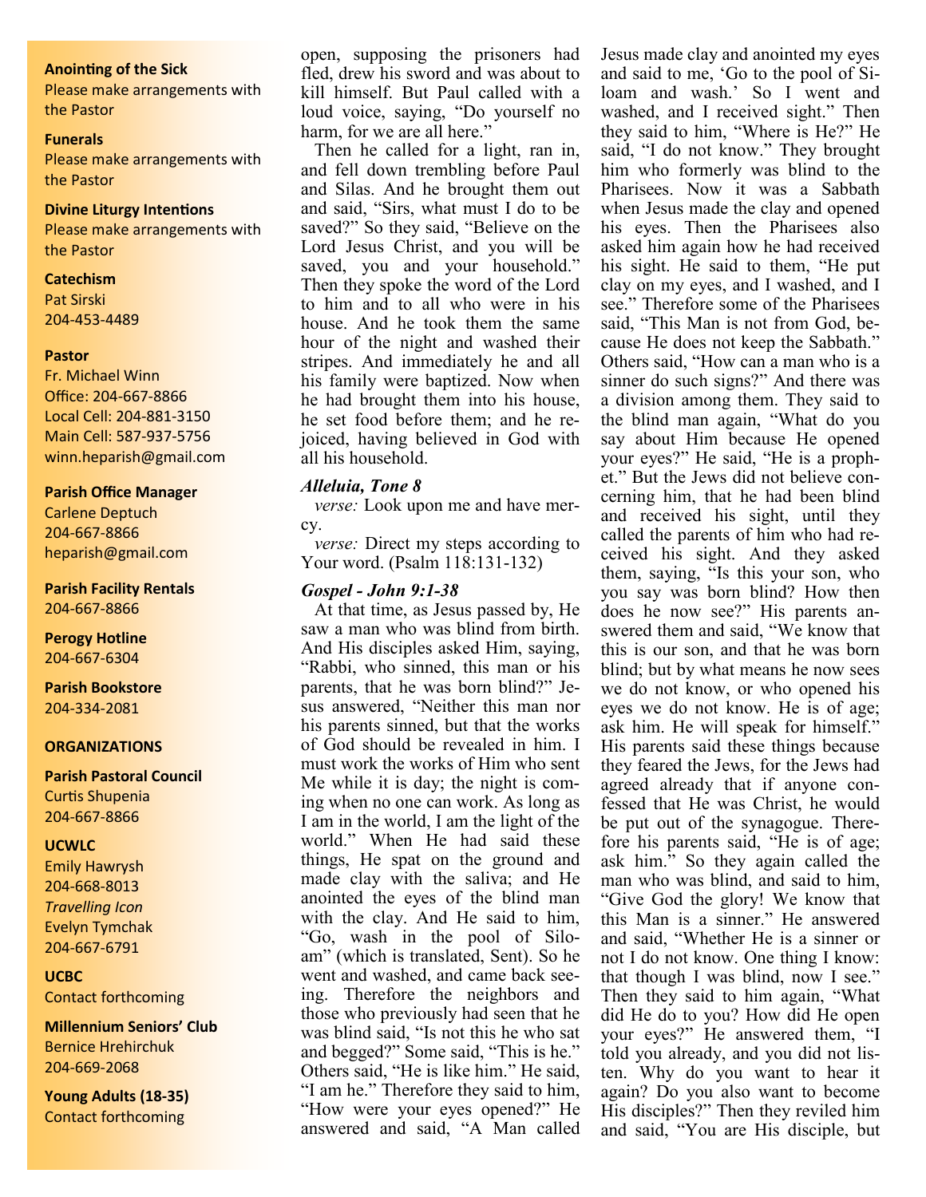**Anointing of the Sick**
Please make arrangements with the Pastor

**Funerals**
Please make arrangements with the Pastor

**Divine Liturgy Intentions**
Please make arrangements with the Pastor

**Catechism**
Pat Sirski
204-453-4489

**Pastor**
Fr. Michael Winn
Office: 204-667-8866
Local Cell: 204-881-3150
Main Cell: 587-937-5756
winn.heparish@gmail.com

**Parish Office Manager**
Carlene Deptuch
204-667-8866
heparish@gmail.com

**Parish Facility Rentals**
204-667-8866

**Perogy Hotline**
204-667-6304

**Parish Bookstore**
204-334-2081

**ORGANIZATIONS**

**Parish Pastoral Council**
Curtis Shupenia
204-667-8866

**UCWLC**
Emily Hawrysh
204-668-8013
*Travelling Icon*
Evelyn Tymchak
204-667-6791

**UCBC**
Contact forthcoming

**Millennium Seniors' Club**
Bernice Hrehirchuk
204-669-2068

**Young Adults (18-35)**
Contact forthcoming

open, supposing the prisoners had fled, drew his sword and was about to kill himself. But Paul called with a loud voice, saying, "Do yourself no harm, for we are all here."

Then he called for a light, ran in, and fell down trembling before Paul and Silas. And he brought them out and said, "Sirs, what must I do to be saved?" So they said, "Believe on the Lord Jesus Christ, and you will be saved, you and your household." Then they spoke the word of the Lord to him and to all who were in his house. And he took them the same hour of the night and washed their stripes. And immediately he and all his family were baptized. Now when he had brought them into his house, he set food before them; and he rejoiced, having believed in God with all his household.

***Alleluia, Tone 8***

*verse:* Look upon me and have mercy.

*verse:* Direct my steps according to Your word. (Psalm 118:131-132)

***Gospel - John 9:1-38***

At that time, as Jesus passed by, He saw a man who was blind from birth. And His disciples asked Him, saying, "Rabbi, who sinned, this man or his parents, that he was born blind?" Jesus answered, "Neither this man nor his parents sinned, but that the works of God should be revealed in him. I must work the works of Him who sent Me while it is day; the night is coming when no one can work. As long as I am in the world, I am the light of the world." When He had said these things, He spat on the ground and made clay with the saliva; and He anointed the eyes of the blind man with the clay. And He said to him, "Go, wash in the pool of Siloam" (which is translated, Sent). So he went and washed, and came back seeing. Therefore the neighbors and those who previously had seen that he was blind said, "Is not this he who sat and begged?" Some said, "This is he." Others said, "He is like him." He said, "I am he." Therefore they said to him, "How were your eyes opened?" He answered and said, "A Man called Jesus made clay and anointed my eyes and said to me, 'Go to the pool of Siloam and wash.' So I went and washed, and I received sight." Then they said to him, "Where is He?" He said, "I do not know." They brought him who formerly was blind to the Pharisees. Now it was a Sabbath when Jesus made the clay and opened his eyes. Then the Pharisees also asked him again how he had received his sight. He said to them, "He put clay on my eyes, and I washed, and I see." Therefore some of the Pharisees said, "This Man is not from God, because He does not keep the Sabbath." Others said, "How can a man who is a sinner do such signs?" And there was a division among them. They said to the blind man again, "What do you say about Him because He opened your eyes?" He said, "He is a prophet." But the Jews did not believe concerning him, that he had been blind and received his sight, until they called the parents of him who had received his sight. And they asked them, saying, "Is this your son, who you say was born blind? How then does he now see?" His parents answered them and said, "We know that this is our son, and that he was born blind; but by what means he now sees we do not know, or who opened his eyes we do not know. He is of age; ask him. He will speak for himself." His parents said these things because they feared the Jews, for the Jews had agreed already that if anyone confessed that He was Christ, he would be put out of the synagogue. Therefore his parents said, "He is of age; ask him." So they again called the man who was blind, and said to him, "Give God the glory! We know that this Man is a sinner." He answered and said, "Whether He is a sinner or not I do not know. One thing I know: that though I was blind, now I see." Then they said to him again, "What did He do to you? How did He open your eyes?" He answered them, "I told you already, and you did not listen. Why do you want to hear it again? Do you also want to become His disciples?" Then they reviled him and said, "You are His disciple, but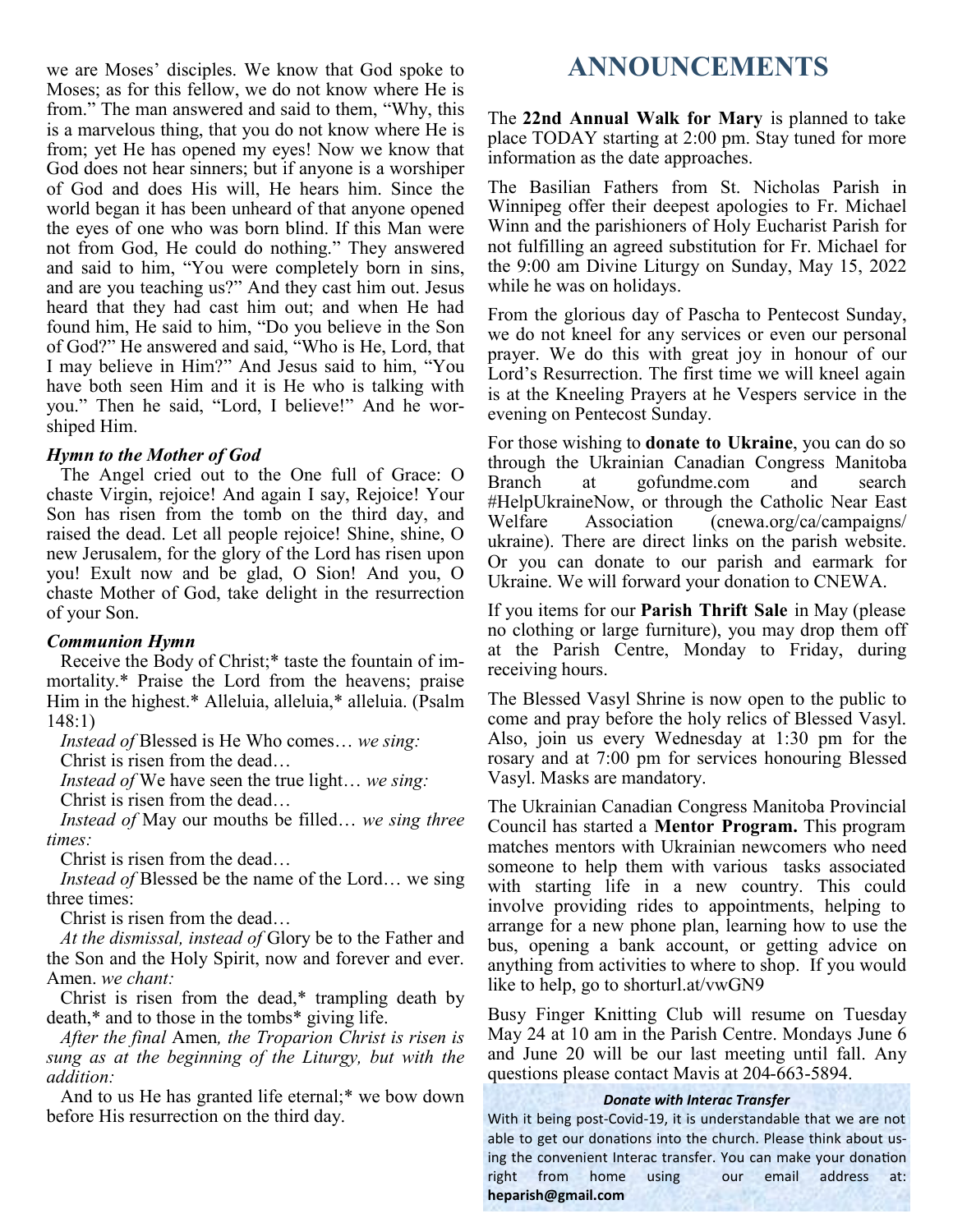we are Moses' disciples. We know that God spoke to Moses; as for this fellow, we do not know where He is from." The man answered and said to them, "Why, this is a marvelous thing, that you do not know where He is from; yet He has opened my eyes! Now we know that God does not hear sinners; but if anyone is a worshiper of God and does His will, He hears him. Since the world began it has been unheard of that anyone opened the eyes of one who was born blind. If this Man were not from God, He could do nothing." They answered and said to him, "You were completely born in sins, and are you teaching us?" And they cast him out. Jesus heard that they had cast him out; and when He had found him, He said to him, "Do you believe in the Son of God?" He answered and said, "Who is He, Lord, that I may believe in Him?" And Jesus said to him, "You have both seen Him and it is He who is talking with you." Then he said, "Lord, I believe!" And he worshiped Him.

***Hymn to the Mother of God***

The Angel cried out to the One full of Grace: O chaste Virgin, rejoice! And again I say, Rejoice! Your Son has risen from the tomb on the third day, and raised the dead. Let all people rejoice! Shine, shine, O new Jerusalem, for the glory of the Lord has risen upon you! Exult now and be glad, O Sion! And you, O chaste Mother of God, take delight in the resurrection of your Son.

***Communion Hymn***

Receive the Body of Christ;* taste the fountain of immortality.* Praise the Lord from the heavens; praise Him in the highest.* Alleluia, alleluia,* alleluia. (Psalm 148:1)

*Instead of* Blessed is He Who comes… *we sing:*

Christ is risen from the dead…

*Instead of* We have seen the true light… *we sing:*

Christ is risen from the dead…

*Instead of* May our mouths be filled… *we sing three times:*

Christ is risen from the dead…

*Instead of* Blessed be the name of the Lord… we sing three times:

Christ is risen from the dead…

*At the dismissal, instead of* Glory be to the Father and the Son and the Holy Spirit, now and forever and ever. Amen. *we chant:*

Christ is risen from the dead,* trampling death by death,* and to those in the tombs* giving life.

*After the final* Amen*, the Troparion Christ is risen is sung as at the beginning of the Liturgy, but with the addition:*

And to us He has granted life eternal;* we bow down before His resurrection on the third day.

# ANNOUNCEMENTS

The **22nd Annual Walk for Mary** is planned to take place TODAY starting at 2:00 pm. Stay tuned for more information as the date approaches.

The Basilian Fathers from St. Nicholas Parish in Winnipeg offer their deepest apologies to Fr. Michael Winn and the parishioners of Holy Eucharist Parish for not fulfilling an agreed substitution for Fr. Michael for the 9:00 am Divine Liturgy on Sunday, May 15, 2022 while he was on holidays.

From the glorious day of Pascha to Pentecost Sunday, we do not kneel for any services or even our personal prayer. We do this with great joy in honour of our Lord's Resurrection. The first time we will kneel again is at the Kneeling Prayers at he Vespers service in the evening on Pentecost Sunday.

For those wishing to **donate to Ukraine**, you can do so through the Ukrainian Canadian Congress Manitoba Branch at gofundme.com and search #HelpUkraineNow, or through the Catholic Near East Welfare Association (cnewa.org/ca/campaigns/ukraine). There are direct links on the parish website. Or you can donate to our parish and earmark for Ukraine. We will forward your donation to CNEWA.

If you items for our **Parish Thrift Sale** in May (please no clothing or large furniture), you may drop them off at the Parish Centre, Monday to Friday, during receiving hours.

The Blessed Vasyl Shrine is now open to the public to come and pray before the holy relics of Blessed Vasyl. Also, join us every Wednesday at 1:30 pm for the rosary and at 7:00 pm for services honouring Blessed Vasyl. Masks are mandatory.

The Ukrainian Canadian Congress Manitoba Provincial Council has started a **Mentor Program.** This program matches mentors with Ukrainian newcomers who need someone to help them with various tasks associated with starting life in a new country. This could involve providing rides to appointments, helping to arrange for a new phone plan, learning how to use the bus, opening a bank account, or getting advice on anything from activities to where to shop. If you would like to help, go to shorturl.at/vwGN9

Busy Finger Knitting Club will resume on Tuesday May 24 at 10 am in the Parish Centre. Mondays June 6 and June 20 will be our last meeting until fall. Any questions please contact Mavis at 204-663-5894.

***Donate with Interac Transfer***

With it being post-Covid-19, it is understandable that we are not able to get our donations into the church. Please think about using the convenient Interac transfer. You can make your donation right from home using our email address at: **heparish@gmail.com**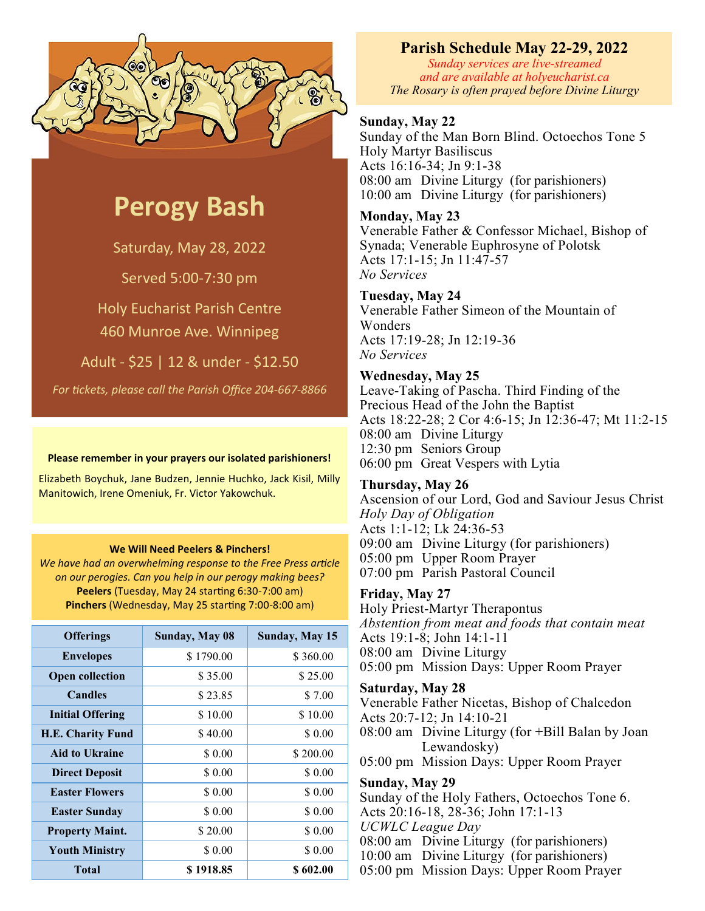# Perogy Bash

Saturday, May 28, 2022

Served 5:00-7:30 pm

Holy Eucharist Parish Centre

460 Munroe Ave. Winnipeg

Adult - $25 | 12 & under - $12.50

*For tickets, please call the Parish Office 204-667-8866*

**Please remember in your prayers our isolated parishioners!**

Elizabeth Boychuk, Jane Budzen, Jennie Huchko, Jack Kisil, Milly Manitowich, Irene Omeniuk, Fr. Victor Yakowchuk.

**We Will Need Peelers & Pinchers!**

*We have had an overwhelming response to the Free Press article on our perogies. Can you help in our perogy making bees?*

**Peelers** (Tuesday, May 24 starting 6:30-7:00 am)

**Pinchers** (Wednesday, May 25 starting 7:00-8:00 am)

| Offerings | Sunday, May 08 | Sunday, May 15 |
|---|---|---|
| Envelopes | $ 1790.00 | $ 360.00 |
| Open collection | $ 35.00 | $ 25.00 |
| Candles | $ 23.85 | $ 7.00 |
| Initial Offering | $ 10.00 | $ 10.00 |
| H.E. Charity Fund | $ 40.00 | $ 0.00 |
| Aid to Ukraine | $ 0.00 | $ 200.00 |
| Direct Deposit | $ 0.00 | $ 0.00 |
| Easter Flowers | $ 0.00 | $ 0.00 |
| Easter Sunday | $ 0.00 | $ 0.00 |
| Property Maint. | $ 20.00 | $ 0.00 |
| Youth Ministry | $ 0.00 | $ 0.00 |
| **Total** | **$ 1918.85** | **$ 602.00** |

## Parish Schedule May 22-29, 2022

*Sunday services are live-streamed and are available at holyeucharist.ca*

*The Rosary is often prayed before Divine Liturgy*

**Sunday, May 22**
Sunday of the Man Born Blind. Octoechos Tone 5
Holy Martyr Basiliscus
Acts 16:16-34; Jn 9:1-38
08:00 am Divine Liturgy (for parishioners)
10:00 am Divine Liturgy (for parishioners)

**Monday, May 23**
Venerable Father & Confessor Michael, Bishop of Synada; Venerable Euphrosyne of Polotsk
Acts 17:1-15; Jn 11:47-57
*No Services*

**Tuesday, May 24**
Venerable Father Simeon of the Mountain of Wonders
Acts 17:19-28; Jn 12:19-36
*No Services*

**Wednesday, May 25**
Leave-Taking of Pascha. Third Finding of the Precious Head of the John the Baptist
Acts 18:22-28; 2 Cor 4:6-15; Jn 12:36-47; Mt 11:2-15
08:00 am Divine Liturgy
12:30 pm Seniors Group
06:00 pm Great Vespers with Lytia

**Thursday, May 26**
Ascension of our Lord, God and Saviour Jesus Christ
*Holy Day of Obligation*
Acts 1:1-12; Lk 24:36-53
09:00 am Divine Liturgy (for parishioners)
05:00 pm Upper Room Prayer
07:00 pm Parish Pastoral Council

**Friday, May 27**
Holy Priest-Martyr Therapontus
*Abstention from meat and foods that contain meat*
Acts 19:1-8; John 14:1-11
08:00 am Divine Liturgy
05:00 pm Mission Days: Upper Room Prayer

**Saturday, May 28**
Venerable Father Nicetas, Bishop of Chalcedon
Acts 20:7-12; Jn 14:10-21
08:00 am Divine Liturgy (for +Bill Balan by Joan Lewandosky)
05:00 pm Mission Days: Upper Room Prayer

**Sunday, May 29**
Sunday of the Holy Fathers, Octoechos Tone 6.
Acts 20:16-18, 28-36; John 17:1-13
*UCWLC League Day*
08:00 am Divine Liturgy (for parishioners)
10:00 am Divine Liturgy (for parishioners)
05:00 pm Mission Days: Upper Room Prayer